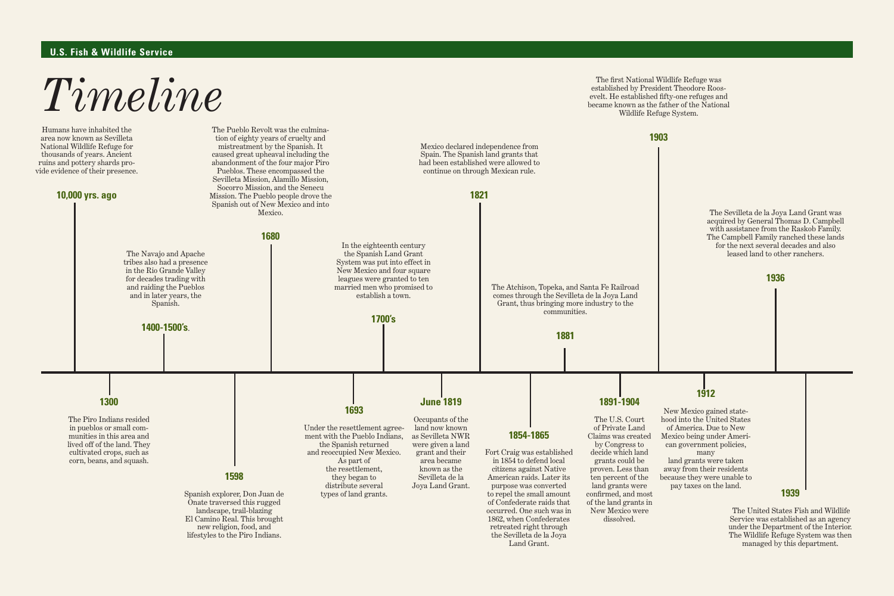**U.S. Fish & Wildlife Service**

# *Timeline*

**10,000 yrs. ago**

Humans have inhabited the area now known as Sevilleta National Wildlife Refuge for thousands of years. Ancient ruins and pottery shards provide evidence of their presence.

**1300**

The Piro Indians resided in pueblos or small communities in this area and lived off of the land. They cultivated crops, such as corn, beans, and squash.

**1400-1500's**.

The Navajo and Apache tribes also had a presence in the Rio Grande Valley for decades trading with and raiding the Pueblos and in later years, the Spanish.

**1598**

Spanish explorer, Don Juan de Onate traversed this rugged landscape, trail-blazing El Camino Real. This brought new religion, food, and lifestyles to the Piro Indians.

**1680**

The Pueblo Revolt was the culmination of eighty years of cruelty and mistreatment by the Spanish. It caused great upheaval including the abandonment of the four major Piro Pueblos. These encompassed the Sevilleta Mission, Alamillo Mission, Socorro Mission, and the Senecu Mission. The Pueblo people drove the Spanish out of New Mexico and into Mexico.

**1693**

Under the resettlement agreement with the Pueblo Indians, the Spanish returned and reoccupied New Mexico. As part of the resettlement, they began to distribute several types of land grants.

**1700's**

In the eighteenth century the Spanish Land Grant System was put into effect in New Mexico and four square leagues were granted to ten married men who promised to establish a town.

**June 1819**

Occupants of the land now known as Sevilleta NWR were given a land grant and their area became known as the Sevilleta de la Joya Land Grant.

**1821**

Mexico declared independence from Spain. The Spanish land grants that had been established were allowed to continue on through Mexican rule.

**1854-1865**

Fort Craig was established in 1854 to defend local citizens against Native American raids. Later its purpose was converted to repel the small amount of Confederate raids that occurred. One such was in 1862, when Confederates retreated right through the Sevilleta de la Joya Land Grant.

**1881**

The Atchison, Topeka, and Santa Fe Railroad comes through the Sevilleta de la Joya Land Grant, thus bringing more industry to the communities.

**1891-1904**

The U.S. Court of Private Land Claims was created by Congress to decide which land grants could be proven. Less than ten percent of the land grants were confirmed, and most of the land grants in New Mexico were dissolved.

**1903**

The first National Wildlife Refuge was established by President Theodore Roosevelt. He established fifty-one refuges and became known as the father of the National Wildlife Refuge System.

**1912**

New Mexico gained statehood into the United States of America. Due to New Mexico being under American government policies, many land grants were taken away from their residents because they were unable to pay taxes on the land.

**1936**

The Sevilleta de la Joya Land Grant was acquired by General Thomas D. Campbell with assistance from the Raskob Family. The Campbell Family ranched these lands for the next several decades and also leased land to other ranchers.

**1939**

The United States Fish and Wildlife Service was established as an agency under the Department of the Interior. The Wildlife Refuge System was then managed by this department.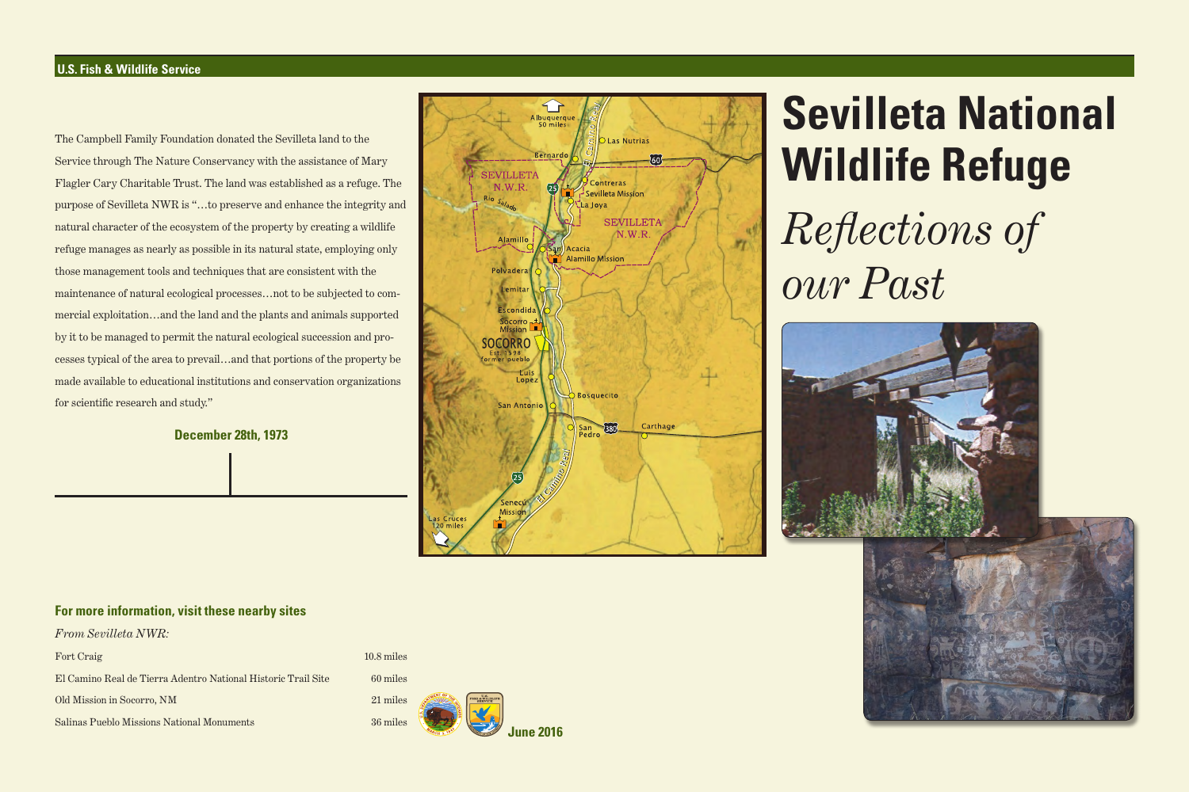U.S. Fish & Wildlife Service

The Campbell Family Foundation donated the Sevilleta land to the Service through The Nature Conservancy with the assistance of Mary Flagler Cary Charitable Trust. The land was established as a refuge. The purpose of Sevilleta NWR is "…to preserve and enhance the integrity and natural character of the ecosystem of the property by creating a wildlife refuge manages as nearly as possible in its natural state, employing only those management tools and techniques that are consistent with the maintenance of natural ecological processes…not to be subjected to commercial exploitation…and the land and the plants and animals supported by it to be managed to permit the natural ecological succession and processes typical of the area to prevail…and that portions of the property be made available to educational institutions and conservation organizations for scientific research and study."

**December 28th, 1973**

### For more information, visit these nearby sites

*From Sevilleta NWR:*

| | |
|---|---|
| Fort Craig | 10.8 miles |
| El Camino Real de Tierra Adentro National Historic Trail Site | 60 miles |
| Old Mission in Socorro, NM | 21 miles |
| Salinas Pueblo Missions National Monuments | 36 miles |

# Sevilleta National Wildlife Refuge

## *Reflections of our Past*

**June 2016**